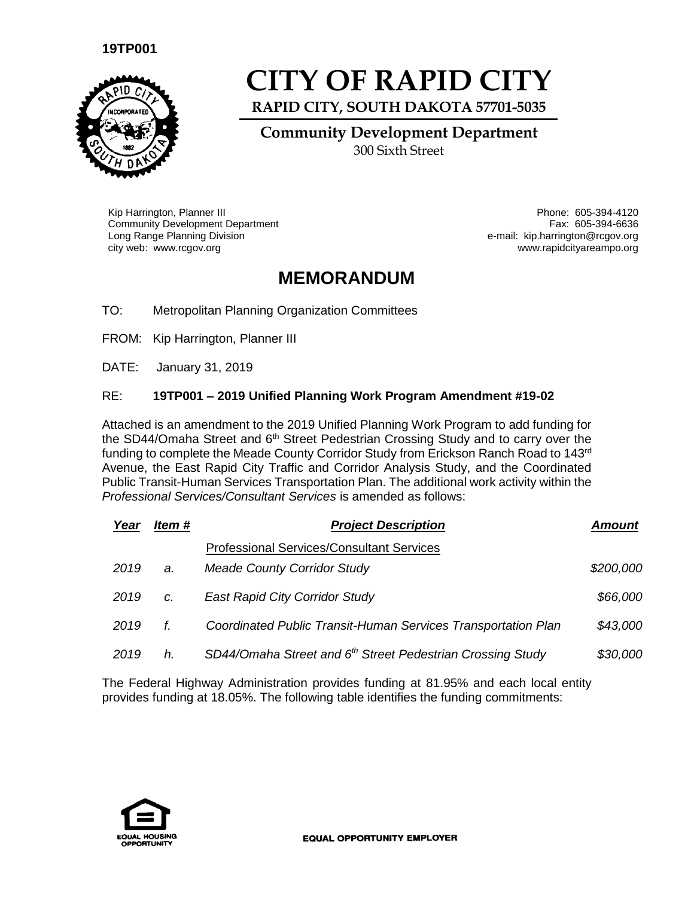19TP001

# CITY OF RAPID CITY

**RAPID CITY, SOUTH DAKOTA 57701-5035**

**Community Development Department**

300 Sixth Street

Kip Harrington, Planner III
Community Development Department
Long Range Planning Division
city web: www.rcgov.org

Phone: 605-394-4120
Fax: 605-394-6636
e-mail: kip.harrington@rcgov.org
www.rapidcityareampo.org

## MEMORANDUM

TO: Metropolitan Planning Organization Committees

FROM: Kip Harrington, Planner III

DATE: January 31, 2019

RE: **19TP001 – 2019 Unified Planning Work Program Amendment #19-02**

Attached is an amendment to the 2019 Unified Planning Work Program to add funding for the SD44/Omaha Street and 6th Street Pedestrian Crossing Study and to carry over the funding to complete the Meade County Corridor Study from Erickson Ranch Road to 143rd Avenue, the East Rapid City Traffic and Corridor Analysis Study, and the Coordinated Public Transit-Human Services Transportation Plan. The additional work activity within the *Professional Services/Consultant Services* is amended as follows:

| ***Year*** | ***Item #*** | ***Project Description*** | ***Amount*** |
|---|---|---|---|
| | | Professional Services/Consultant Services | |
| *2019* | *a.* | *Meade County Corridor Study* | *$200,000* |
| *2019* | *c.* | *East Rapid City Corridor Study* | *$66,000* |
| *2019* | *f.* | *Coordinated Public Transit-Human Services Transportation Plan* | *$43,000* |
| *2019* | *h.* | *SD44/Omaha Street and 6th Street Pedestrian Crossing Study* | *$30,000* |

The Federal Highway Administration provides funding at 81.95% and each local entity provides funding at 18.05%. The following table identifies the funding commitments:

EQUAL OPPORTUNITY EMPLOYER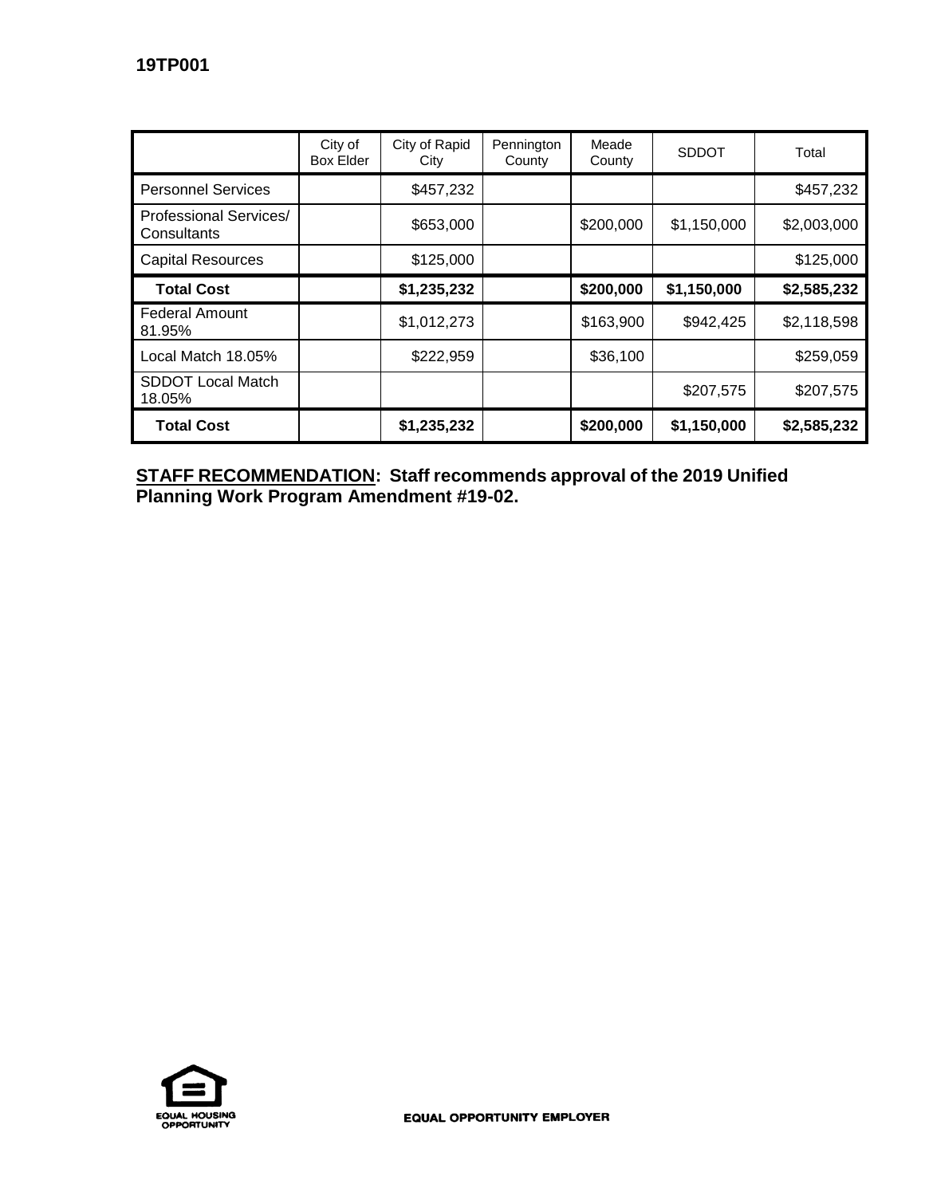19TP001

| | City of Box Elder | City of Rapid City | Pennington County | Meade County | SDDOT | Total |
|---|---|---|---|---|---|---|
| Personnel Services | | $457,232 | | | | $457,232 |
| Professional Services/ Consultants | | $653,000 | | $200,000 | $1,150,000 | $2,003,000 |
| Capital Resources | | $125,000 | | | | $125,000 |
| **Total Cost** | | **$1,235,232** | | **$200,000** | **$1,150,000** | **$2,585,232** |
| Federal Amount 81.95% | | $1,012,273 | | $163,900 | $942,425 | $2,118,598 |
| Local Match 18.05% | | $222,959 | | $36,100 | | $259,059 |
| SDDOT Local Match 18.05% | | | | | $207,575 | $207,575 |
| **Total Cost** | | **$1,235,232** | | **$200,000** | **$1,150,000** | **$2,585,232** |

**STAFF RECOMMENDATION: Staff recommends approval of the 2019 Unified Planning Work Program Amendment #19-02.**

EQUAL HOUSING OPPORTUNITY

EQUAL OPPORTUNITY EMPLOYER